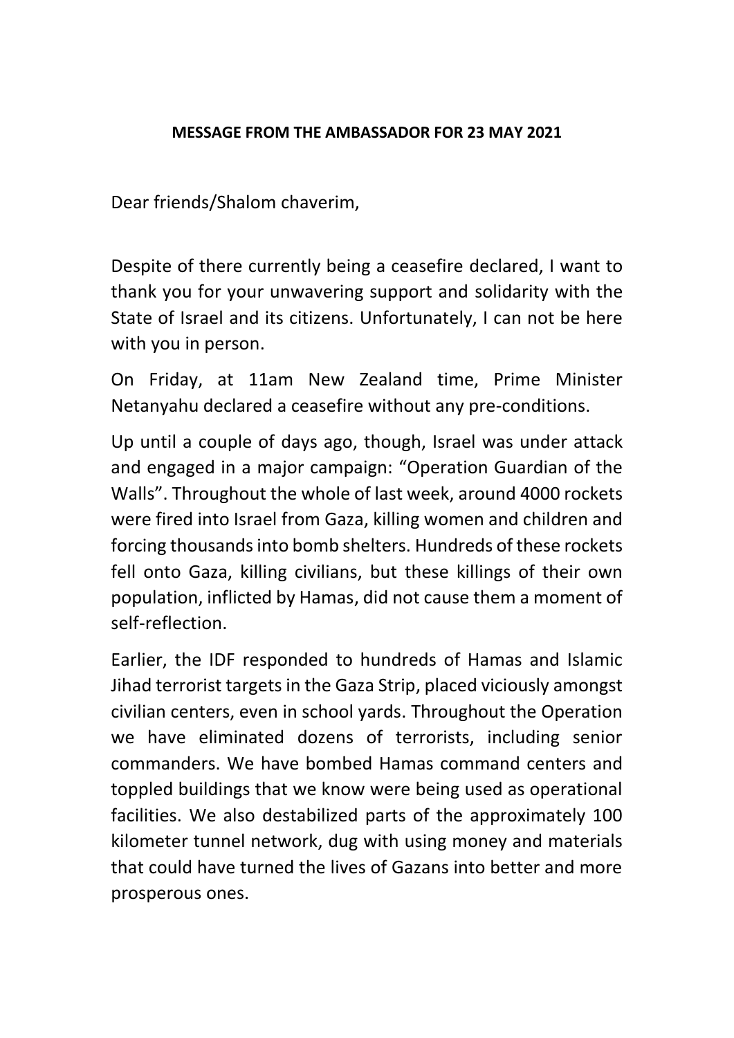**MESSAGE FROM THE AMBASSADOR FOR 23 MAY 2021**

Dear friends/Shalom chaverim,

Despite of there currently being a ceasefire declared, I want to thank you for your unwavering support and solidarity with the State of Israel and its citizens. Unfortunately, I can not be here with you in person.

On Friday, at 11am New Zealand time, Prime Minister Netanyahu declared a ceasefire without any pre-conditions.

Up until a couple of days ago, though, Israel was under attack and engaged in a major campaign: "Operation Guardian of the Walls". Throughout the whole of last week, around 4000 rockets were fired into Israel from Gaza, killing women and children and forcing thousands into bomb shelters. Hundreds of these rockets fell onto Gaza, killing civilians, but these killings of their own population, inflicted by Hamas, did not cause them a moment of self-reflection.

Earlier, the IDF responded to hundreds of Hamas and Islamic Jihad terrorist targets in the Gaza Strip, placed viciously amongst civilian centers, even in school yards. Throughout the Operation we have eliminated dozens of terrorists, including senior commanders. We have bombed Hamas command centers and toppled buildings that we know were being used as operational facilities. We also destabilized parts of the approximately 100 kilometer tunnel network, dug with using money and materials that could have turned the lives of Gazans into better and more prosperous ones.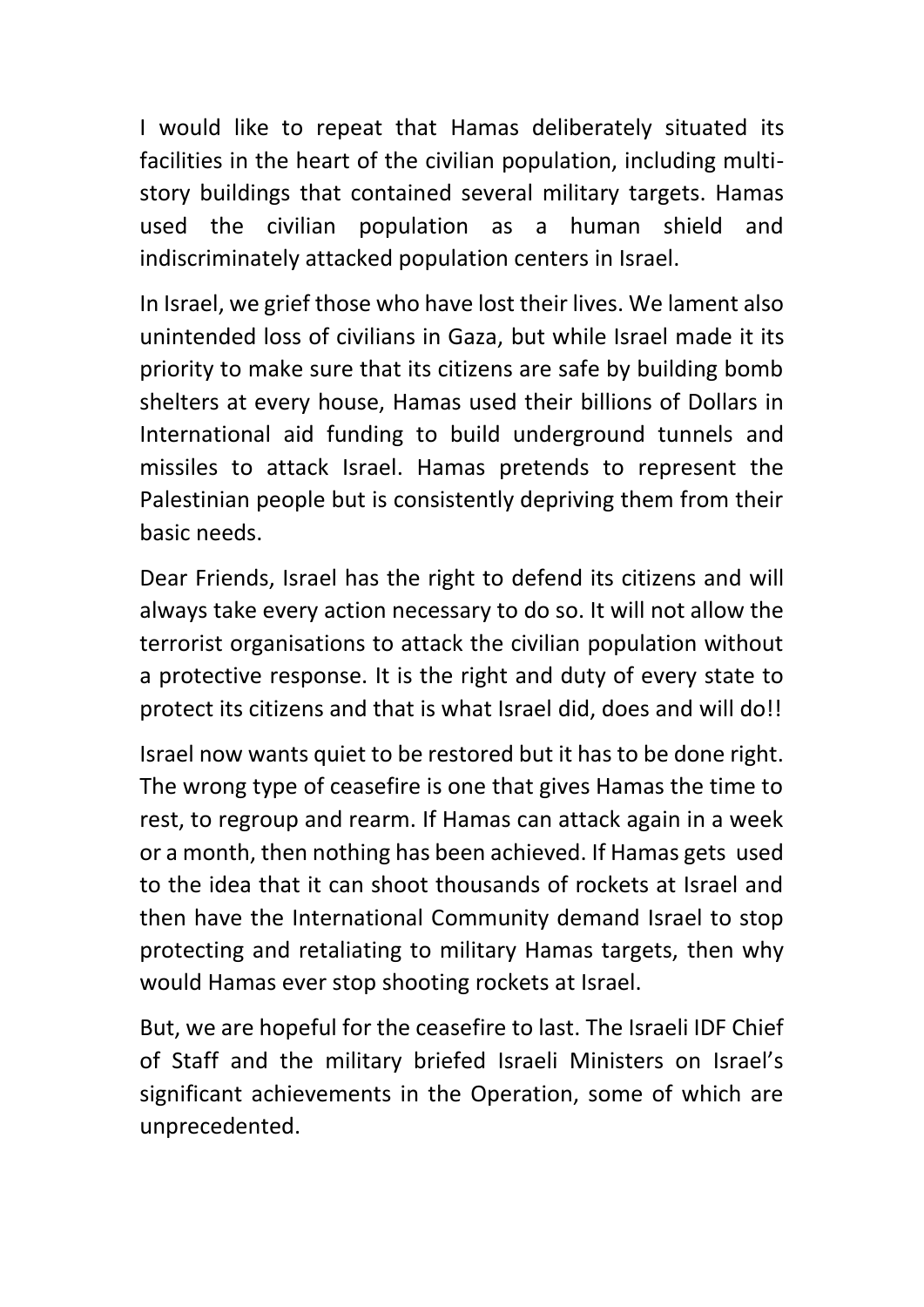I would like to repeat that Hamas deliberately situated its facilities in the heart of the civilian population, including multi-story buildings that contained several military targets. Hamas used the civilian population as a human shield and indiscriminately attacked population centers in Israel.

In Israel, we grief those who have lost their lives. We lament also unintended loss of civilians in Gaza, but while Israel made it its priority to make sure that its citizens are safe by building bomb shelters at every house, Hamas used their billions of Dollars in International aid funding to build underground tunnels and missiles to attack Israel. Hamas pretends to represent the Palestinian people but is consistently depriving them from their basic needs.

Dear Friends, Israel has the right to defend its citizens and will always take every action necessary to do so. It will not allow the terrorist organisations to attack the civilian population without a protective response. It is the right and duty of every state to protect its citizens and that is what Israel did, does and will do!!

Israel now wants quiet to be restored but it has to be done right. The wrong type of ceasefire is one that gives Hamas the time to rest, to regroup and rearm. If Hamas can attack again in a week or a month, then nothing has been achieved. If Hamas gets used to the idea that it can shoot thousands of rockets at Israel and then have the International Community demand Israel to stop protecting and retaliating to military Hamas targets, then why would Hamas ever stop shooting rockets at Israel.

But, we are hopeful for the ceasefire to last. The Israeli IDF Chief of Staff and the military briefed Israeli Ministers on Israel's significant achievements in the Operation, some of which are unprecedented.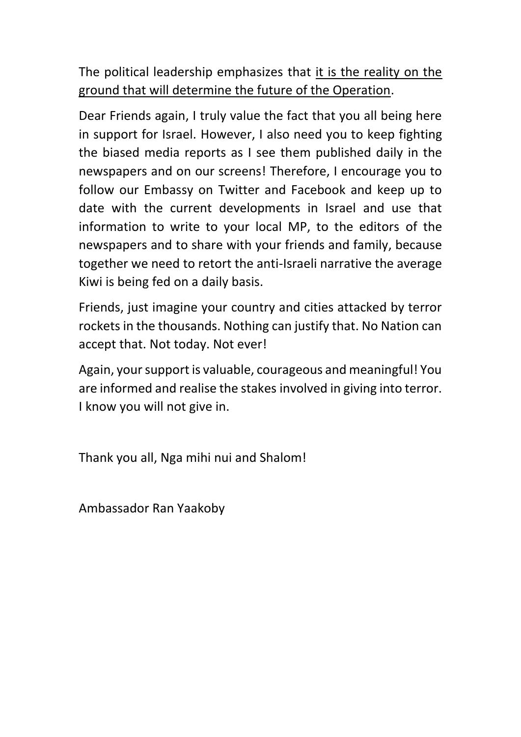The political leadership emphasizes that <u>it is the reality on the ground that will determine the future of the Operation</u>.

Dear Friends again, I truly value the fact that you all being here in support for Israel. However, I also need you to keep fighting the biased media reports as I see them published daily in the newspapers and on our screens! Therefore, I encourage you to follow our Embassy on Twitter and Facebook and keep up to date with the current developments in Israel and use that information to write to your local MP, to the editors of the newspapers and to share with your friends and family, because together we need to retort the anti-Israeli narrative the average Kiwi is being fed on a daily basis.

Friends, just imagine your country and cities attacked by terror rockets in the thousands. Nothing can justify that. No Nation can accept that. Not today. Not ever!

Again, your support is valuable, courageous and meaningful! You are informed and realise the stakes involved in giving into terror. I know you will not give in.

Thank you all, Nga mihi nui and Shalom!

Ambassador Ran Yaakoby